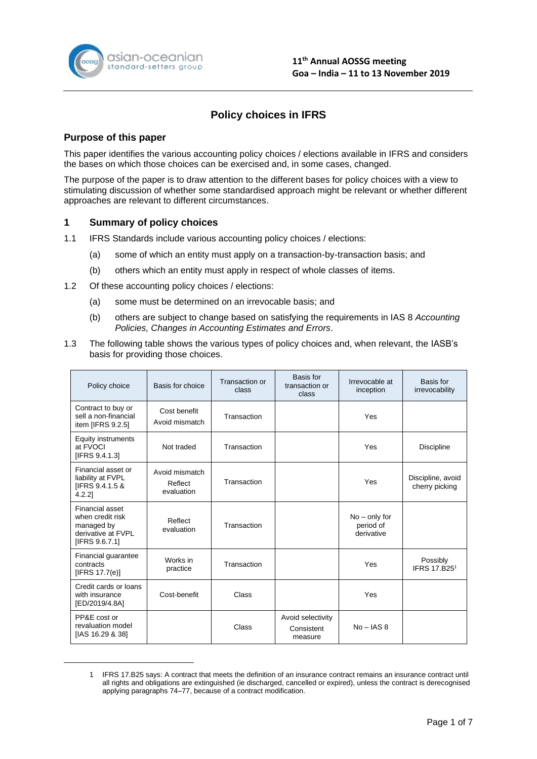# Policy choices in IFRS

## Purpose of this paper

This paper identifies the various accounting policy choices / elections available in IFRS and considers the bases on which those choices can be exercised and, in some cases, changed.

The purpose of the paper is to draw attention to the different bases for policy choices with a view to stimulating discussion of whether some standardised approach might be relevant or whether different approaches are relevant to different circumstances.

## 1 Summary of policy choices

1.1 IFRS Standards include various accounting policy choices / elections:

(a) some of which an entity must apply on a transaction-by-transaction basis; and

(b) others which an entity must apply in respect of whole classes of items.

1.2 Of these accounting policy choices / elections:

(a) some must be determined on an irrevocable basis; and

(b) others are subject to change based on satisfying the requirements in IAS 8 *Accounting Policies, Changes in Accounting Estimates and Errors*.

1.3 The following table shows the various types of policy choices and, when relevant, the IASB's basis for providing those choices.

| Policy choice | Basis for choice | Transaction or class | Basis for transaction or class | Irrevocable at inception | Basis for irrevocability |
|---|---|---|---|---|---|
| Contract to buy or sell a non-financial item [IFRS 9.2.5] | Cost benefit<br>Avoid mismatch | Transaction | | Yes | |
| Equity instruments at FVOCI [IFRS 9.4.1.3] | Not traded | Transaction | | Yes | Discipline |
| Financial asset or liability at FVPL [IFRS 9.4.1.5 & 4.2.2] | Avoid mismatch<br>Reflect evaluation | Transaction | | Yes | Discipline, avoid cherry picking |
| Financial asset when credit risk managed by derivative at FVPL [IFRS 9.6.7.1] | Reflect evaluation | Transaction | | No – only for period of derivative | |
| Financial guarantee contracts [IFRS 17.7(e)] | Works in practice | Transaction | | Yes | Possibly IFRS 17.B25[1] |
| Credit cards or loans with insurance [ED/2019/4.8A] | Cost-benefit | Class | | Yes | |
| PP&E cost or revaluation model [IAS 16.29 & 38] | | Class | Avoid selectivity<br>Consistent measure | No – IAS 8 | |

1 IFRS 17.B25 says: A contract that meets the definition of an insurance contract remains an insurance contract until all rights and obligations are extinguished (ie discharged, cancelled or expired), unless the contract is derecognised applying paragraphs 74–77, because of a contract modification.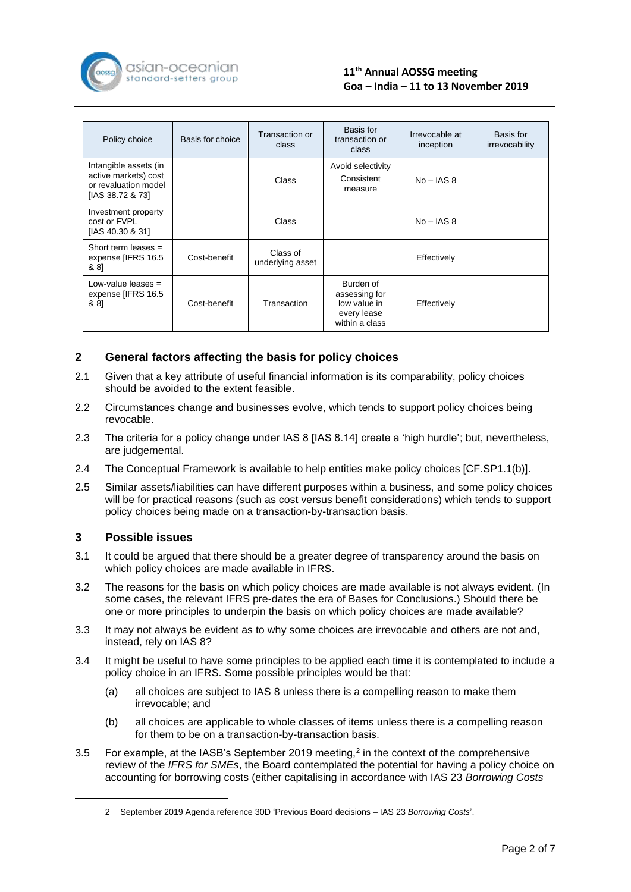| Policy choice | Basis for choice | Transaction or class | Basis for transaction or class | Irrevocable at inception | Basis for irrevocability |
|---|---|---|---|---|---|
| Intangible assets (in active markets) cost or revaluation model [IAS 38.72 & 73] | | Class | Avoid selectivity Consistent measure | No – IAS 8 | |
| Investment property cost or FVPL [IAS 40.30 & 31] | | Class | | No – IAS 8 | |
| Short term leases = expense [IFRS 16.5 & 8] | Cost-benefit | Class of underlying asset | | Effectively | |
| Low-value leases = expense [IFRS 16.5 & 8] | Cost-benefit | Transaction | Burden of assessing for low value in every lease within a class | Effectively | |

## 2 General factors affecting the basis for policy choices

2.1 Given that a key attribute of useful financial information is its comparability, policy choices should be avoided to the extent feasible.

2.2 Circumstances change and businesses evolve, which tends to support policy choices being revocable.

2.3 The criteria for a policy change under IAS 8 [IAS 8.14] create a 'high hurdle'; but, nevertheless, are judgemental.

2.4 The Conceptual Framework is available to help entities make policy choices [CF.SP1.1(b)].

2.5 Similar assets/liabilities can have different purposes within a business, and some policy choices will be for practical reasons (such as cost versus benefit considerations) which tends to support policy choices being made on a transaction-by-transaction basis.

## 3 Possible issues

3.1 It could be argued that there should be a greater degree of transparency around the basis on which policy choices are made available in IFRS.

3.2 The reasons for the basis on which policy choices are made available is not always evident. (In some cases, the relevant IFRS pre-dates the era of Bases for Conclusions.) Should there be one or more principles to underpin the basis on which policy choices are made available?

3.3 It may not always be evident as to why some choices are irrevocable and others are not and, instead, rely on IAS 8?

3.4 It might be useful to have some principles to be applied each time it is contemplated to include a policy choice in an IFRS. Some possible principles would be that:

(a) all choices are subject to IAS 8 unless there is a compelling reason to make them irrevocable; and

(b) all choices are applicable to whole classes of items unless there is a compelling reason for them to be on a transaction-by-transaction basis.

3.5 For example, at the IASB's September 2019 meeting,[2] in the context of the comprehensive review of the *IFRS for SMEs*, the Board contemplated the potential for having a policy choice on accounting for borrowing costs (either capitalising in accordance with IAS 23 *Borrowing Costs*

2 September 2019 Agenda reference 30D 'Previous Board decisions – IAS 23 *Borrowing Costs*'.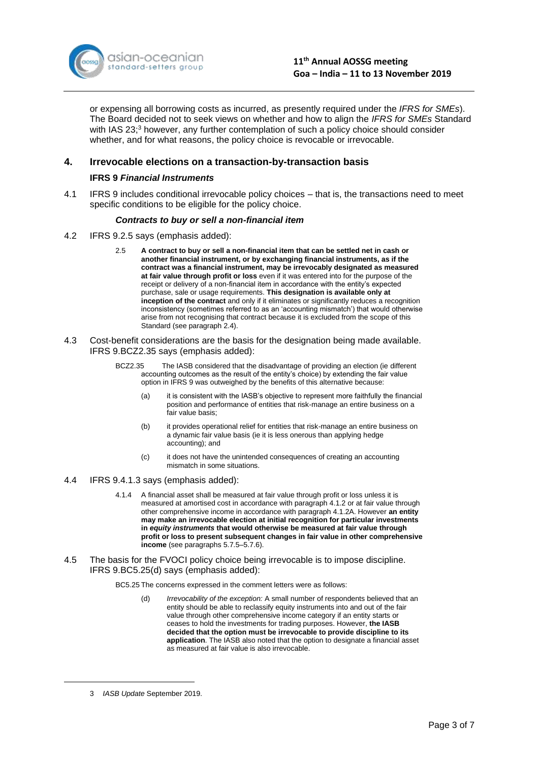or expensing all borrowing costs as incurred, as presently required under the *IFRS for SMEs*). The Board decided not to seek views on whether and how to align the *IFRS for SMEs* Standard with IAS 23;[3] however, any further contemplation of such a policy choice should consider whether, and for what reasons, the policy choice is revocable or irrevocable.

## 4. Irrevocable elections on a transaction-by-transaction basis

### IFRS 9 *Financial Instruments*

4.1 IFRS 9 includes conditional irrevocable policy choices – that is, the transactions need to meet specific conditions to be eligible for the policy choice.

#### *Contracts to buy or sell a non-financial item*

4.2 IFRS 9.2.5 says (emphasis added):

> 2.5 **A contract to buy or sell a non-financial item that can be settled net in cash or another financial instrument, or by exchanging financial instruments, as if the contract was a financial instrument, may be irrevocably designated as measured at fair value through profit or loss** even if it was entered into for the purpose of the receipt or delivery of a non-financial item in accordance with the entity's expected purchase, sale or usage requirements. **This designation is available only at inception of the contract** and only if it eliminates or significantly reduces a recognition inconsistency (sometimes referred to as an 'accounting mismatch') that would otherwise arise from not recognising that contract because it is excluded from the scope of this Standard (see paragraph 2.4).

4.3 Cost-benefit considerations are the basis for the designation being made available. IFRS 9.BCZ2.35 says (emphasis added):

> BCZ2.35 The IASB considered that the disadvantage of providing an election (ie different accounting outcomes as the result of the entity's choice) by extending the fair value option in IFRS 9 was outweighed by the benefits of this alternative because:
>
> (a) it is consistent with the IASB's objective to represent more faithfully the financial position and performance of entities that risk-manage an entire business on a fair value basis;
>
> (b) it provides operational relief for entities that risk-manage an entire business on a dynamic fair value basis (ie it is less onerous than applying hedge accounting); and
>
> (c) it does not have the unintended consequences of creating an accounting mismatch in some situations.

4.4 IFRS 9.4.1.3 says (emphasis added):

> 4.1.4 A financial asset shall be measured at fair value through profit or loss unless it is measured at amortised cost in accordance with paragraph 4.1.2 or at fair value through other comprehensive income in accordance with paragraph 4.1.2A. However **an entity may make an irrevocable election at initial recognition for particular investments in *equity instruments* that would otherwise be measured at fair value through profit or loss to present subsequent changes in fair value in other comprehensive income** (see paragraphs 5.7.5–5.7.6).

4.5 The basis for the FVOCI policy choice being irrevocable is to impose discipline. IFRS 9.BC5.25(d) says (emphasis added):

> BC5.25 The concerns expressed in the comment letters were as follows:
>
> (d) *Irrevocability of the exception:* A small number of respondents believed that an entity should be able to reclassify equity instruments into and out of the fair value through other comprehensive income category if an entity starts or ceases to hold the investments for trading purposes. However, **the IASB decided that the option must be irrevocable to provide discipline to its application**. The IASB also noted that the option to designate a financial asset as measured at fair value is also irrevocable.

---

3 *IASB Update* September 2019.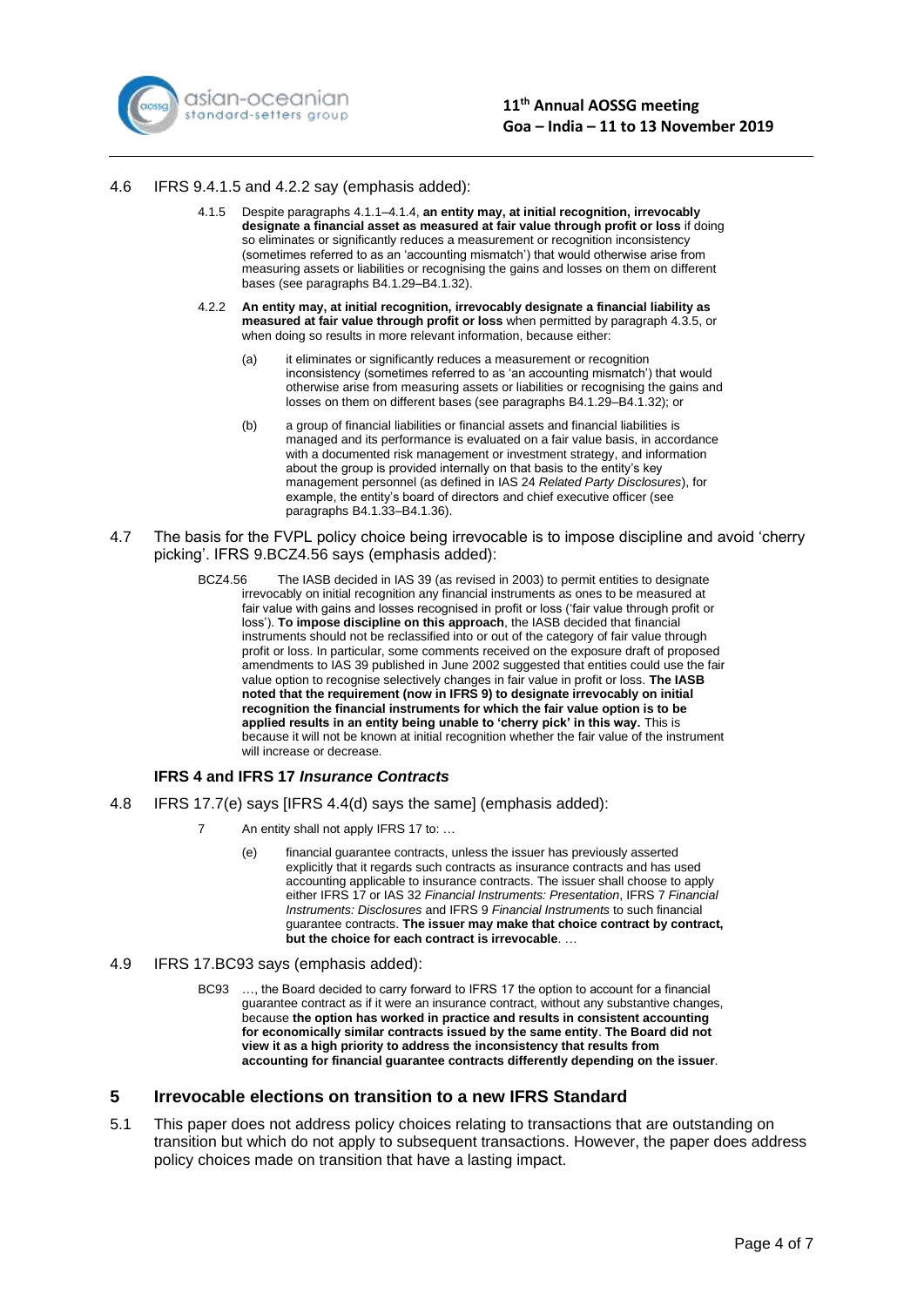4.6 IFRS 9.4.1.5 and 4.2.2 say (emphasis added):

> 4.1.5 Despite paragraphs 4.1.1–4.1.4, **an entity may, at initial recognition, irrevocably designate a financial asset as measured at fair value through profit or loss** if doing so eliminates or significantly reduces a measurement or recognition inconsistency (sometimes referred to as an 'accounting mismatch') that would otherwise arise from measuring assets or liabilities or recognising the gains and losses on them on different bases (see paragraphs B4.1.29–B4.1.32).
>
> 4.2.2 **An entity may, at initial recognition, irrevocably designate a financial liability as measured at fair value through profit or loss** when permitted by paragraph 4.3.5, or when doing so results in more relevant information, because either:
>
> (a) it eliminates or significantly reduces a measurement or recognition inconsistency (sometimes referred to as 'an accounting mismatch') that would otherwise arise from measuring assets or liabilities or recognising the gains and losses on them on different bases (see paragraphs B4.1.29–B4.1.32); or
>
> (b) a group of financial liabilities or financial assets and financial liabilities is managed and its performance is evaluated on a fair value basis, in accordance with a documented risk management or investment strategy, and information about the group is provided internally on that basis to the entity's key management personnel (as defined in IAS 24 *Related Party Disclosures*), for example, the entity's board of directors and chief executive officer (see paragraphs B4.1.33–B4.1.36).

4.7 The basis for the FVPL policy choice being irrevocable is to impose discipline and avoid 'cherry picking'. IFRS 9.BCZ4.56 says (emphasis added):

> BCZ4.56 The IASB decided in IAS 39 (as revised in 2003) to permit entities to designate irrevocably on initial recognition any financial instruments as ones to be measured at fair value with gains and losses recognised in profit or loss ('fair value through profit or loss'). **To impose discipline on this approach**, the IASB decided that financial instruments should not be reclassified into or out of the category of fair value through profit or loss. In particular, some comments received on the exposure draft of proposed amendments to IAS 39 published in June 2002 suggested that entities could use the fair value option to recognise selectively changes in fair value in profit or loss. **The IASB noted that the requirement (now in IFRS 9) to designate irrevocably on initial recognition the financial instruments for which the fair value option is to be applied results in an entity being unable to 'cherry pick' in this way.** This is because it will not be known at initial recognition whether the fair value of the instrument will increase or decrease.

### IFRS 4 and IFRS 17 *Insurance Contracts*

4.8 IFRS 17.7(e) says [IFRS 4.4(d) says the same] (emphasis added):

> 7 An entity shall not apply IFRS 17 to: …
>
> (e) financial guarantee contracts, unless the issuer has previously asserted explicitly that it regards such contracts as insurance contracts and has used accounting applicable to insurance contracts. The issuer shall choose to apply either IFRS 17 or IAS 32 *Financial Instruments: Presentation*, IFRS 7 *Financial Instruments: Disclosures* and IFRS 9 *Financial Instruments* to such financial guarantee contracts. **The issuer may make that choice contract by contract, but the choice for each contract is irrevocable**. …

4.9 IFRS 17.BC93 says (emphasis added):

> BC93 …, the Board decided to carry forward to IFRS 17 the option to account for a financial guarantee contract as if it were an insurance contract, without any substantive changes, because **the option has worked in practice and results in consistent accounting for economically similar contracts issued by the same entity**. **The Board did not view it as a high priority to address the inconsistency that results from accounting for financial guarantee contracts differently depending on the issuer**.

## 5 Irrevocable elections on transition to a new IFRS Standard

5.1 This paper does not address policy choices relating to transactions that are outstanding on transition but which do not apply to subsequent transactions. However, the paper does address policy choices made on transition that have a lasting impact.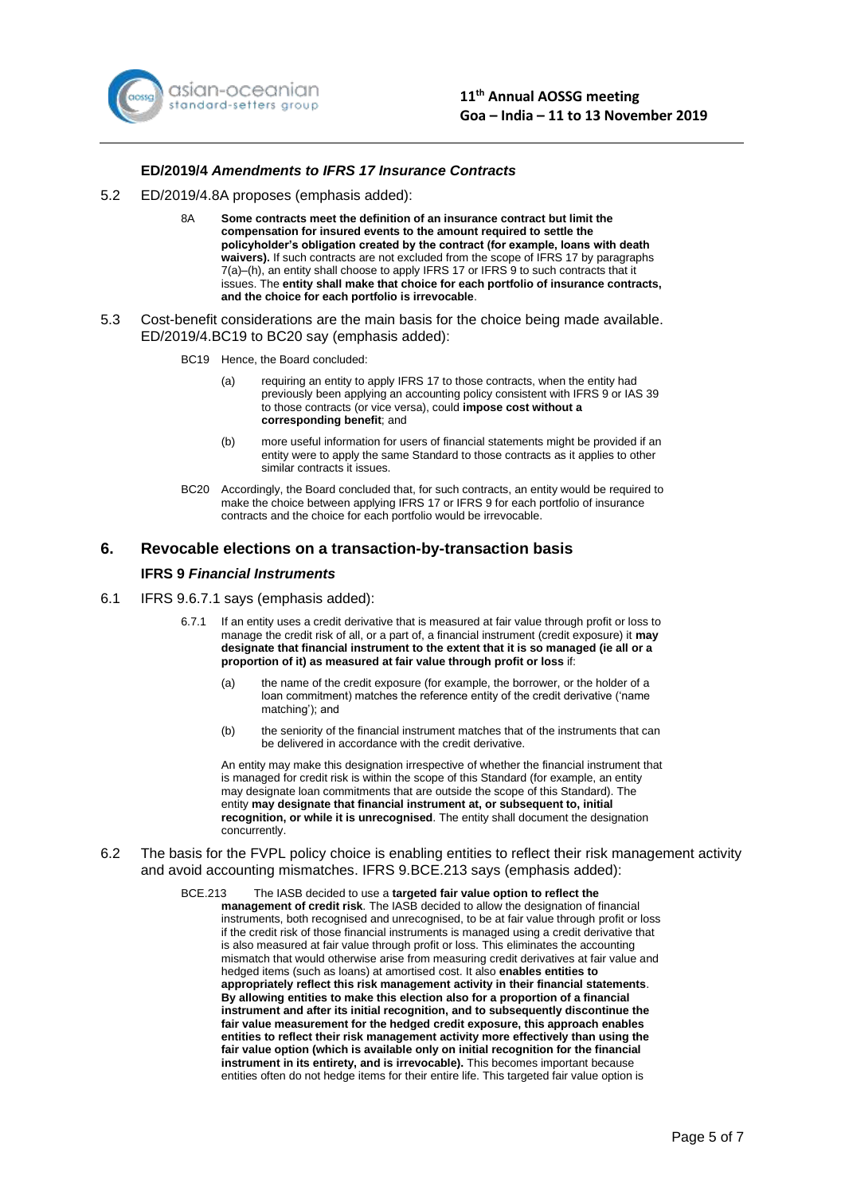**ED/2019/4 *Amendments to IFRS 17 Insurance Contracts***

5.2 ED/2019/4.8A proposes (emphasis added):

> 8A **Some contracts meet the definition of an insurance contract but limit the compensation for insured events to the amount required to settle the policyholder's obligation created by the contract (for example, loans with death waivers).** If such contracts are not excluded from the scope of IFRS 17 by paragraphs 7(a)–(h), an entity shall choose to apply IFRS 17 or IFRS 9 to such contracts that it issues. The **entity shall make that choice for each portfolio of insurance contracts, and the choice for each portfolio is irrevocable**.

5.3 Cost-benefit considerations are the main basis for the choice being made available. ED/2019/4.BC19 to BC20 say (emphasis added):

> BC19 Hence, the Board concluded:
>
> (a) requiring an entity to apply IFRS 17 to those contracts, when the entity had previously been applying an accounting policy consistent with IFRS 9 or IAS 39 to those contracts (or vice versa), could **impose cost without a corresponding benefit**; and
>
> (b) more useful information for users of financial statements might be provided if an entity were to apply the same Standard to those contracts as it applies to other similar contracts it issues.
>
> BC20 Accordingly, the Board concluded that, for such contracts, an entity would be required to make the choice between applying IFRS 17 or IFRS 9 for each portfolio of insurance contracts and the choice for each portfolio would be irrevocable.

## 6. Revocable elections on a transaction-by-transaction basis

**IFRS 9 *Financial Instruments***

6.1 IFRS 9.6.7.1 says (emphasis added):

> 6.7.1 If an entity uses a credit derivative that is measured at fair value through profit or loss to manage the credit risk of all, or a part of, a financial instrument (credit exposure) it **may designate that financial instrument to the extent that it is so managed (ie all or a proportion of it) as measured at fair value through profit or loss** if:
>
> (a) the name of the credit exposure (for example, the borrower, or the holder of a loan commitment) matches the reference entity of the credit derivative ('name matching'); and
>
> (b) the seniority of the financial instrument matches that of the instruments that can be delivered in accordance with the credit derivative.
>
> An entity may make this designation irrespective of whether the financial instrument that is managed for credit risk is within the scope of this Standard (for example, an entity may designate loan commitments that are outside the scope of this Standard). The entity **may designate that financial instrument at, or subsequent to, initial recognition, or while it is unrecognised**. The entity shall document the designation concurrently.

6.2 The basis for the FVPL policy choice is enabling entities to reflect their risk management activity and avoid accounting mismatches. IFRS 9.BCE.213 says (emphasis added):

> BCE.213 The IASB decided to use a **targeted fair value option to reflect the management of credit risk**. The IASB decided to allow the designation of financial instruments, both recognised and unrecognised, to be at fair value through profit or loss if the credit risk of those financial instruments is managed using a credit derivative that is also measured at fair value through profit or loss. This eliminates the accounting mismatch that would otherwise arise from measuring credit derivatives at fair value and hedged items (such as loans) at amortised cost. It also **enables entities to appropriately reflect this risk management activity in their financial statements**. **By allowing entities to make this election also for a proportion of a financial instrument and after its initial recognition, and to subsequently discontinue the fair value measurement for the hedged credit exposure, this approach enables entities to reflect their risk management activity more effectively than using the fair value option (which is available only on initial recognition for the financial instrument in its entirety, and is irrevocable).** This becomes important because entities often do not hedge items for their entire life. This targeted fair value option is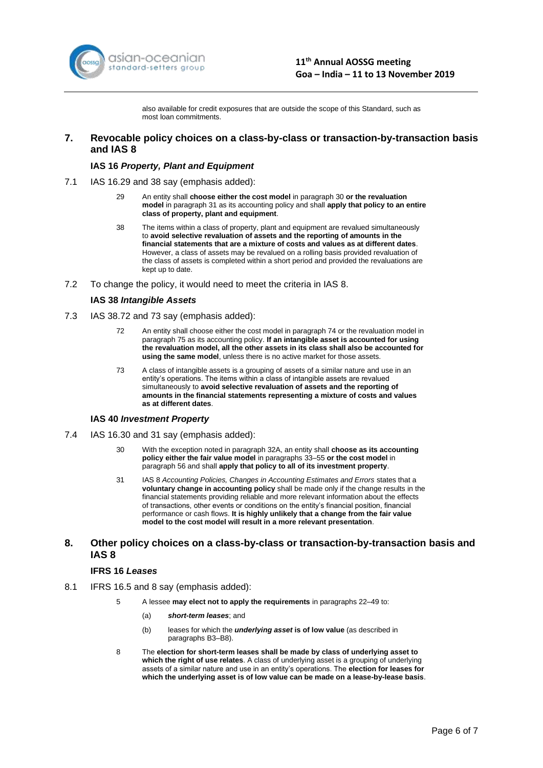also available for credit exposures that are outside the scope of this Standard, such as most loan commitments.

## 7. Revocable policy choices on a class-by-class or transaction-by-transaction basis and IAS 8

### IAS 16 *Property, Plant and Equipment*

7.1 IAS 16.29 and 38 say (emphasis added):

> 29 An entity shall **choose either the cost model** in paragraph 30 **or the revaluation model** in paragraph 31 as its accounting policy and shall **apply that policy to an entire class of property, plant and equipment**.
>
> 38 The items within a class of property, plant and equipment are revalued simultaneously to **avoid selective revaluation of assets and the reporting of amounts in the financial statements that are a mixture of costs and values as at different dates**. However, a class of assets may be revalued on a rolling basis provided revaluation of the class of assets is completed within a short period and provided the revaluations are kept up to date.

7.2 To change the policy, it would need to meet the criteria in IAS 8.

### IAS 38 *Intangible Assets*

7.3 IAS 38.72 and 73 say (emphasis added):

> 72 An entity shall choose either the cost model in paragraph 74 or the revaluation model in paragraph 75 as its accounting policy. **If an intangible asset is accounted for using the revaluation model, all the other assets in its class shall also be accounted for using the same model**, unless there is no active market for those assets.
>
> 73 A class of intangible assets is a grouping of assets of a similar nature and use in an entity's operations. The items within a class of intangible assets are revalued simultaneously to **avoid selective revaluation of assets and the reporting of amounts in the financial statements representing a mixture of costs and values as at different dates**.

### IAS 40 *Investment Property*

7.4 IAS 16.30 and 31 say (emphasis added):

> 30 With the exception noted in paragraph 32A, an entity shall **choose as its accounting policy either the fair value model** in paragraphs 33–55 **or the cost model** in paragraph 56 and shall **apply that policy to all of its investment property**.
>
> 31 IAS 8 *Accounting Policies, Changes in Accounting Estimates and Errors* states that a **voluntary change in accounting policy** shall be made only if the change results in the financial statements providing reliable and more relevant information about the effects of transactions, other events or conditions on the entity's financial position, financial performance or cash flows. **It is highly unlikely that a change from the fair value model to the cost model will result in a more relevant presentation**.

## 8. Other policy choices on a class-by-class or transaction-by-transaction basis and IAS 8

### IFRS 16 *Leases*

8.1 IFRS 16.5 and 8 say (emphasis added):

> 5 A lessee **may elect not to apply the requirements** in paragraphs 22–49 to:
>
> (a) ***short-term leases***; and
>
> (b) leases for which the ***underlying asset*** **is of low value** (as described in paragraphs B3–B8).
>
> 8 The **election for short-term leases shall be made by class of underlying asset to which the right of use relates**. A class of underlying asset is a grouping of underlying assets of a similar nature and use in an entity's operations. The **election for leases for which the underlying asset is of low value can be made on a lease-by-lease basis**.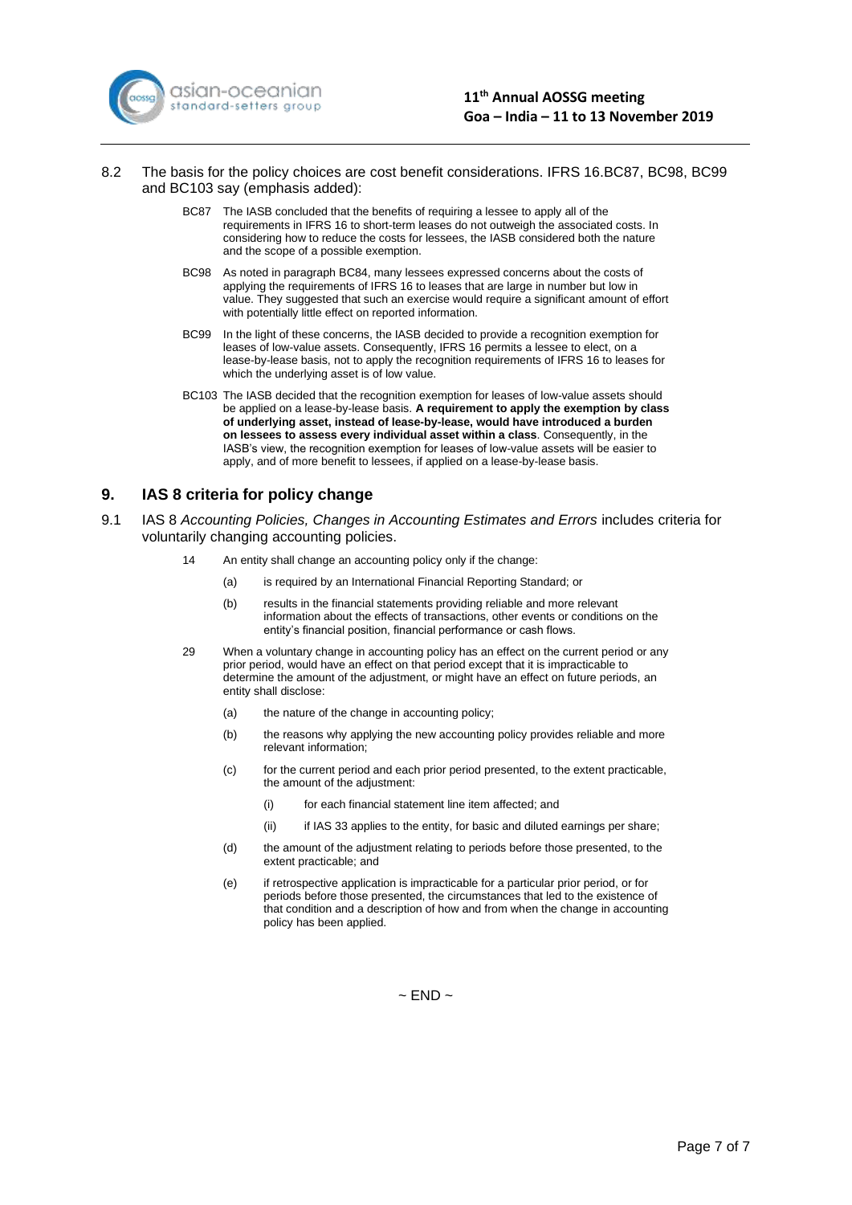8.2 The basis for the policy choices are cost benefit considerations. IFRS 16.BC87, BC98, BC99 and BC103 say (emphasis added):

> BC87 The IASB concluded that the benefits of requiring a lessee to apply all of the requirements in IFRS 16 to short-term leases do not outweigh the associated costs. In considering how to reduce the costs for lessees, the IASB considered both the nature and the scope of a possible exemption.
>
> BC98 As noted in paragraph BC84, many lessees expressed concerns about the costs of applying the requirements of IFRS 16 to leases that are large in number but low in value. They suggested that such an exercise would require a significant amount of effort with potentially little effect on reported information.
>
> BC99 In the light of these concerns, the IASB decided to provide a recognition exemption for leases of low-value assets. Consequently, IFRS 16 permits a lessee to elect, on a lease-by-lease basis, not to apply the recognition requirements of IFRS 16 to leases for which the underlying asset is of low value.
>
> BC103 The IASB decided that the recognition exemption for leases of low-value assets should be applied on a lease-by-lease basis. **A requirement to apply the exemption by class of underlying asset, instead of lease-by-lease, would have introduced a burden on lessees to assess every individual asset within a class**. Consequently, in the IASB's view, the recognition exemption for leases of low-value assets will be easier to apply, and of more benefit to lessees, if applied on a lease-by-lease basis.

## 9. IAS 8 criteria for policy change

9.1 IAS 8 *Accounting Policies, Changes in Accounting Estimates and Errors* includes criteria for voluntarily changing accounting policies.

> 14 An entity shall change an accounting policy only if the change:
>
> (a) is required by an International Financial Reporting Standard; or
>
> (b) results in the financial statements providing reliable and more relevant information about the effects of transactions, other events or conditions on the entity's financial position, financial performance or cash flows.
>
> 29 When a voluntary change in accounting policy has an effect on the current period or any prior period, would have an effect on that period except that it is impracticable to determine the amount of the adjustment, or might have an effect on future periods, an entity shall disclose:
>
> (a) the nature of the change in accounting policy;
>
> (b) the reasons why applying the new accounting policy provides reliable and more relevant information;
>
> (c) for the current period and each prior period presented, to the extent practicable, the amount of the adjustment:
>
> (i) for each financial statement line item affected; and
>
> (ii) if IAS 33 applies to the entity, for basic and diluted earnings per share;
>
> (d) the amount of the adjustment relating to periods before those presented, to the extent practicable; and
>
> (e) if retrospective application is impracticable for a particular prior period, or for periods before those presented, the circumstances that led to the existence of that condition and a description of how and from when the change in accounting policy has been applied.

~ END ~